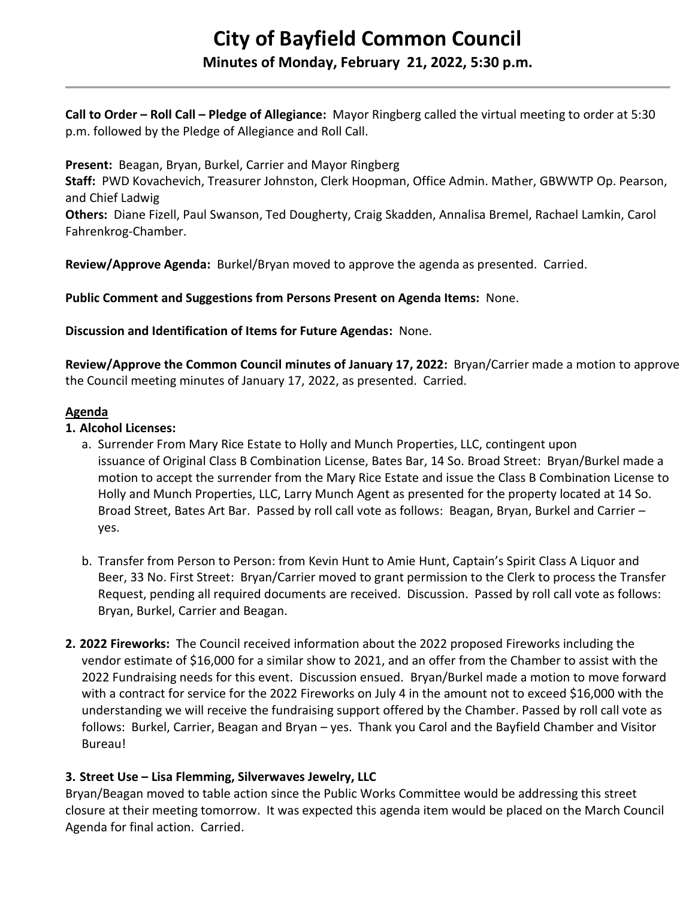# City of Bayfield Common Council

## Minutes of Monday, February 21, 2022, 5:30 p.m.

**Call to Order – Roll Call – Pledge of Allegiance:** Mayor Ringberg called the virtual meeting to order at 5:30 p.m. followed by the Pledge of Allegiance and Roll Call.

**Present:** Beagan, Bryan, Burkel, Carrier and Mayor Ringberg
**Staff:** PWD Kovachevich, Treasurer Johnston, Clerk Hoopman, Office Admin. Mather, GBWWTP Op. Pearson, and Chief Ladwig
**Others:** Diane Fizell, Paul Swanson, Ted Dougherty, Craig Skadden, Annalisa Bremel, Rachael Lamkin, Carol Fahrenkrog-Chamber.

**Review/Approve Agenda:** Burkel/Bryan moved to approve the agenda as presented. Carried.

**Public Comment and Suggestions from Persons Present on Agenda Items:** None.

**Discussion and Identification of Items for Future Agendas:** None.

**Review/Approve the Common Council minutes of January 17, 2022:** Bryan/Carrier made a motion to approve the Council meeting minutes of January 17, 2022, as presented. Carried.

**Agenda**

**1. Alcohol Licenses:**

a. Surrender From Mary Rice Estate to Holly and Munch Properties, LLC, contingent upon issuance of Original Class B Combination License, Bates Bar, 14 So. Broad Street: Bryan/Burkel made a motion to accept the surrender from the Mary Rice Estate and issue the Class B Combination License to Holly and Munch Properties, LLC, Larry Munch Agent as presented for the property located at 14 So. Broad Street, Bates Art Bar. Passed by roll call vote as follows: Beagan, Bryan, Burkel and Carrier – yes.

b. Transfer from Person to Person: from Kevin Hunt to Amie Hunt, Captain's Spirit Class A Liquor and Beer, 33 No. First Street: Bryan/Carrier moved to grant permission to the Clerk to process the Transfer Request, pending all required documents are received. Discussion. Passed by roll call vote as follows: Bryan, Burkel, Carrier and Beagan.

**2. 2022 Fireworks:** The Council received information about the 2022 proposed Fireworks including the vendor estimate of $16,000 for a similar show to 2021, and an offer from the Chamber to assist with the 2022 Fundraising needs for this event. Discussion ensued. Bryan/Burkel made a motion to move forward with a contract for service for the 2022 Fireworks on July 4 in the amount not to exceed $16,000 with the understanding we will receive the fundraising support offered by the Chamber. Passed by roll call vote as follows: Burkel, Carrier, Beagan and Bryan – yes. Thank you Carol and the Bayfield Chamber and Visitor Bureau!

**3. Street Use – Lisa Flemming, Silverwaves Jewelry, LLC**

Bryan/Beagan moved to table action since the Public Works Committee would be addressing this street closure at their meeting tomorrow. It was expected this agenda item would be placed on the March Council Agenda for final action. Carried.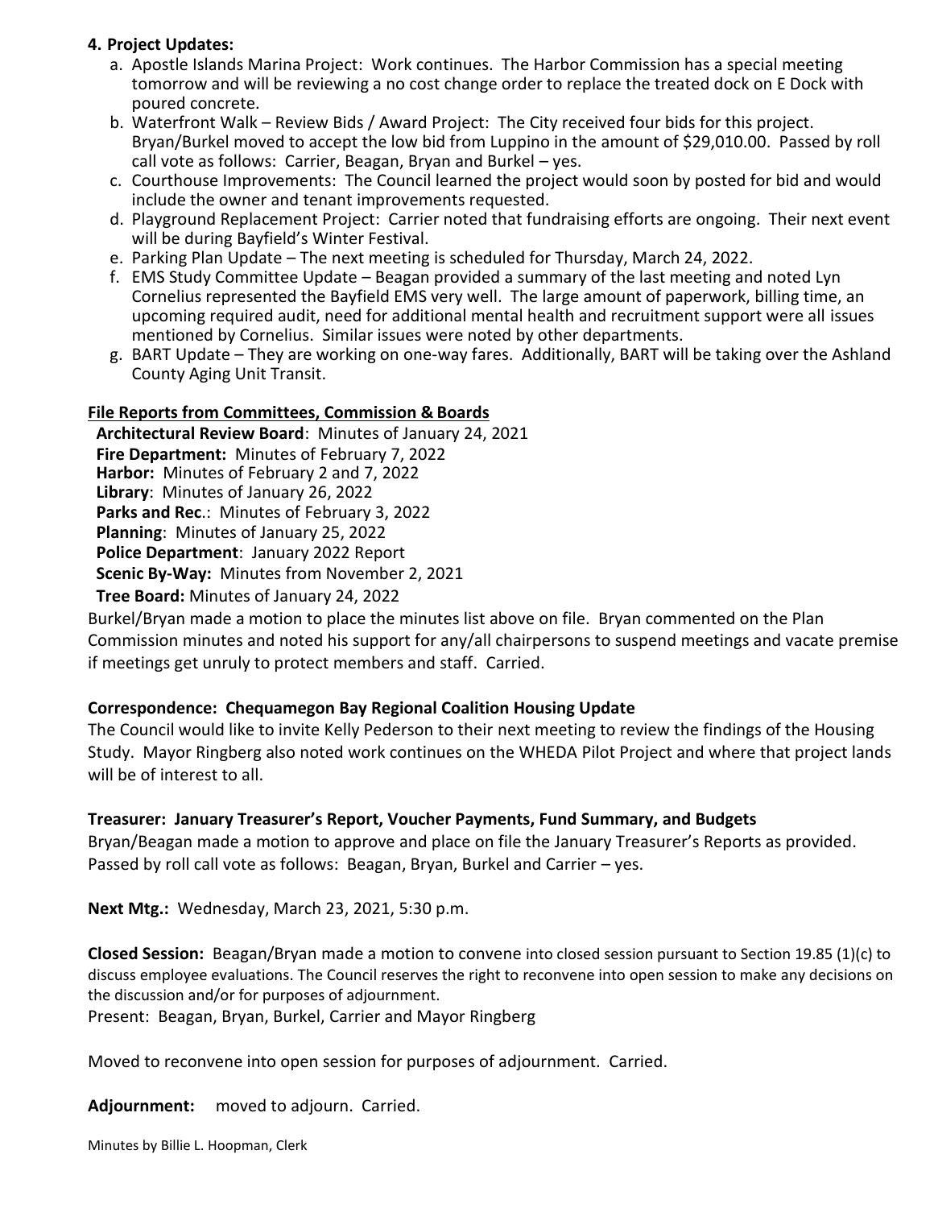**4. Project Updates:**

a. Apostle Islands Marina Project: Work continues. The Harbor Commission has a special meeting tomorrow and will be reviewing a no cost change order to replace the treated dock on E Dock with poured concrete.

b. Waterfront Walk – Review Bids / Award Project: The City received four bids for this project. Bryan/Burkel moved to accept the low bid from Luppino in the amount of $29,010.00. Passed by roll call vote as follows: Carrier, Beagan, Bryan and Burkel – yes.

c. Courthouse Improvements: The Council learned the project would soon by posted for bid and would include the owner and tenant improvements requested.

d. Playground Replacement Project: Carrier noted that fundraising efforts are ongoing. Their next event will be during Bayfield's Winter Festival.

e. Parking Plan Update – The next meeting is scheduled for Thursday, March 24, 2022.

f. EMS Study Committee Update – Beagan provided a summary of the last meeting and noted Lyn Cornelius represented the Bayfield EMS very well. The large amount of paperwork, billing time, an upcoming required audit, need for additional mental health and recruitment support were all issues mentioned by Cornelius. Similar issues were noted by other departments.

g. BART Update – They are working on one-way fares. Additionally, BART will be taking over the Ashland County Aging Unit Transit.

**File Reports from Committees, Commission & Boards**

**Architectural Review Board**: Minutes of January 24, 2021
**Fire Department:** Minutes of February 7, 2022
**Harbor:** Minutes of February 2 and 7, 2022
**Library**: Minutes of January 26, 2022
**Parks and Rec**.: Minutes of February 3, 2022
**Planning**: Minutes of January 25, 2022
**Police Department**: January 2022 Report
**Scenic By-Way:** Minutes from November 2, 2021
**Tree Board:** Minutes of January 24, 2022

Burkel/Bryan made a motion to place the minutes list above on file. Bryan commented on the Plan Commission minutes and noted his support for any/all chairpersons to suspend meetings and vacate premise if meetings get unruly to protect members and staff. Carried.

**Correspondence: Chequamegon Bay Regional Coalition Housing Update**

The Council would like to invite Kelly Pederson to their next meeting to review the findings of the Housing Study. Mayor Ringberg also noted work continues on the WHEDA Pilot Project and where that project lands will be of interest to all.

**Treasurer: January Treasurer's Report, Voucher Payments, Fund Summary, and Budgets**

Bryan/Beagan made a motion to approve and place on file the January Treasurer's Reports as provided. Passed by roll call vote as follows: Beagan, Bryan, Burkel and Carrier – yes.

**Next Mtg.:** Wednesday, March 23, 2021, 5:30 p.m.

**Closed Session:** Beagan/Bryan made a motion to convene into closed session pursuant to Section 19.85 (1)(c) to discuss employee evaluations. The Council reserves the right to reconvene into open session to make any decisions on the discussion and/or for purposes of adjournment.

Present: Beagan, Bryan, Burkel, Carrier and Mayor Ringberg

Moved to reconvene into open session for purposes of adjournment. Carried.

**Adjournment:** moved to adjourn. Carried.

Minutes by Billie L. Hoopman, Clerk